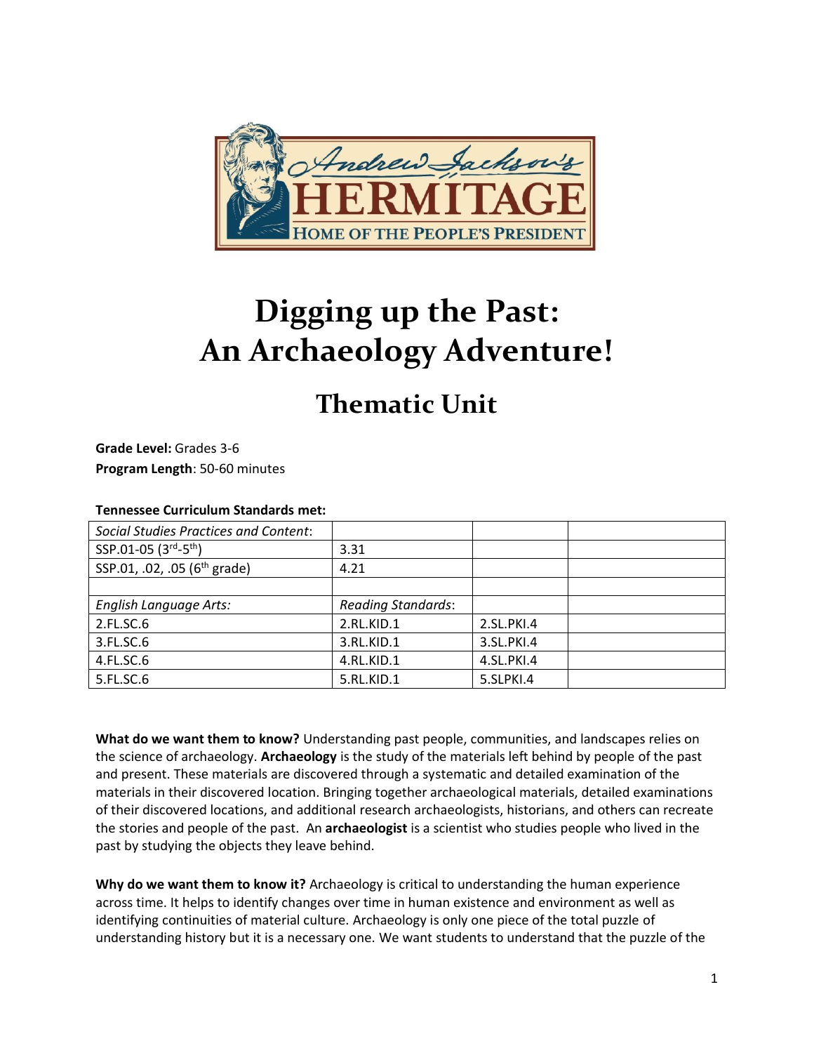# Digging up the Past: An Archaeology Adventure!

## Thematic Unit

**Grade Level:** Grades 3-6
**Program Length**: 50-60 minutes

**Tennessee Curriculum Standards met:**

| *Social Studies Practices and Content*: | | | |
|---|---|---|---|
| SSP.01-05 (3rd-5th) | 3.31 | | |
| SSP.01, .02, .05 (6th grade) | 4.21 | | |
| | | | |
| *English Language Arts:* | *Reading Standards*: | | |
| 2.FL.SC.6 | 2.RL.KID.1 | 2.SL.PKI.4 | |
| 3.FL.SC.6 | 3.RL.KID.1 | 3.SL.PKI.4 | |
| 4.FL.SC.6 | 4.RL.KID.1 | 4.SL.PKI.4 | |
| 5.FL.SC.6 | 5.RL.KID.1 | 5.SLPKI.4 | |

**What do we want them to know?** Understanding past people, communities, and landscapes relies on the science of archaeology. **Archaeology** is the study of the materials left behind by people of the past and present. These materials are discovered through a systematic and detailed examination of the materials in their discovered location. Bringing together archaeological materials, detailed examinations of their discovered locations, and additional research archaeologists, historians, and others can recreate the stories and people of the past. An **archaeologist** is a scientist who studies people who lived in the past by studying the objects they leave behind.

**Why do we want them to know it?** Archaeology is critical to understanding the human experience across time. It helps to identify changes over time in human existence and environment as well as identifying continuities of material culture. Archaeology is only one piece of the total puzzle of understanding history but it is a necessary one. We want students to understand that the puzzle of the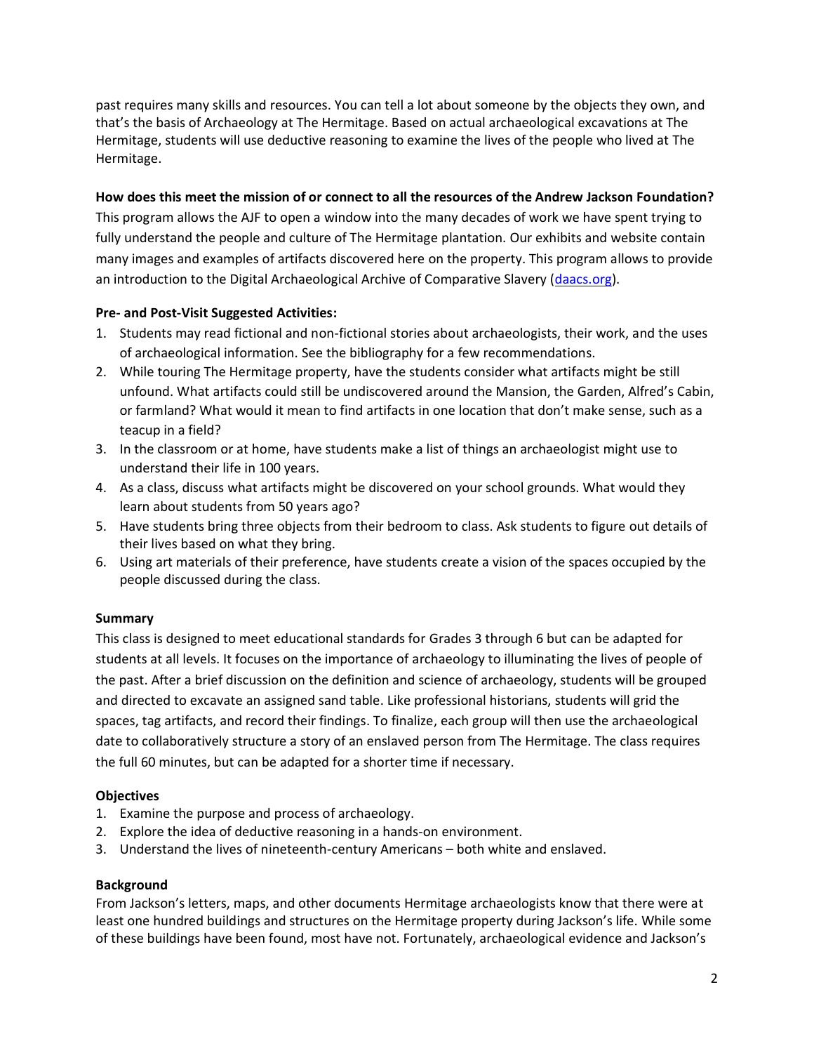past requires many skills and resources. You can tell a lot about someone by the objects they own, and that's the basis of Archaeology at The Hermitage. Based on actual archaeological excavations at The Hermitage, students will use deductive reasoning to examine the lives of the people who lived at The Hermitage.

**How does this meet the mission of or connect to all the resources of the Andrew Jackson Foundation?**

This program allows the AJF to open a window into the many decades of work we have spent trying to fully understand the people and culture of The Hermitage plantation. Our exhibits and website contain many images and examples of artifacts discovered here on the property. This program allows to provide an introduction to the Digital Archaeological Archive of Comparative Slavery (daacs.org).

**Pre- and Post-Visit Suggested Activities:**

1. Students may read fictional and non-fictional stories about archaeologists, their work, and the uses of archaeological information. See the bibliography for a few recommendations.
2. While touring The Hermitage property, have the students consider what artifacts might be still unfound. What artifacts could still be undiscovered around the Mansion, the Garden, Alfred's Cabin, or farmland? What would it mean to find artifacts in one location that don't make sense, such as a teacup in a field?
3. In the classroom or at home, have students make a list of things an archaeologist might use to understand their life in 100 years.
4. As a class, discuss what artifacts might be discovered on your school grounds. What would they learn about students from 50 years ago?
5. Have students bring three objects from their bedroom to class. Ask students to figure out details of their lives based on what they bring.
6. Using art materials of their preference, have students create a vision of the spaces occupied by the people discussed during the class.

**Summary**

This class is designed to meet educational standards for Grades 3 through 6 but can be adapted for students at all levels. It focuses on the importance of archaeology to illuminating the lives of people of the past. After a brief discussion on the definition and science of archaeology, students will be grouped and directed to excavate an assigned sand table. Like professional historians, students will grid the spaces, tag artifacts, and record their findings. To finalize, each group will then use the archaeological date to collaboratively structure a story of an enslaved person from The Hermitage. The class requires the full 60 minutes, but can be adapted for a shorter time if necessary.

**Objectives**

1. Examine the purpose and process of archaeology.
2. Explore the idea of deductive reasoning in a hands-on environment.
3. Understand the lives of nineteenth-century Americans – both white and enslaved.

**Background**

From Jackson's letters, maps, and other documents Hermitage archaeologists know that there were at least one hundred buildings and structures on the Hermitage property during Jackson's life. While some of these buildings have been found, most have not. Fortunately, archaeological evidence and Jackson's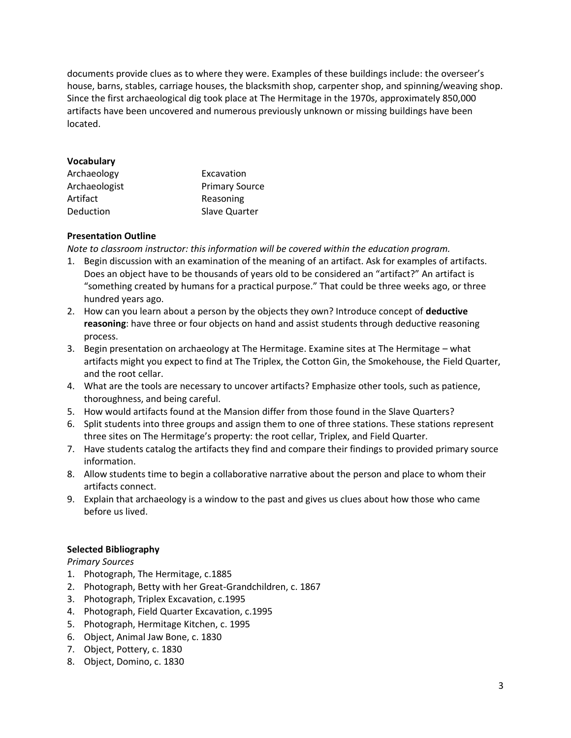documents provide clues as to where they were. Examples of these buildings include: the overseer's house, barns, stables, carriage houses, the blacksmith shop, carpenter shop, and spinning/weaving shop. Since the first archaeological dig took place at The Hermitage in the 1970s, approximately 850,000 artifacts have been uncovered and numerous previously unknown or missing buildings have been located.

**Vocabulary**

| | |
|---|---|
| Archaeology | Excavation |
| Archaeologist | Primary Source |
| Artifact | Reasoning |
| Deduction | Slave Quarter |

**Presentation Outline**

*Note to classroom instructor: this information will be covered within the education program.*

1. Begin discussion with an examination of the meaning of an artifact. Ask for examples of artifacts. Does an object have to be thousands of years old to be considered an "artifact?" An artifact is "something created by humans for a practical purpose." That could be three weeks ago, or three hundred years ago.
2. How can you learn about a person by the objects they own? Introduce concept of **deductive reasoning**: have three or four objects on hand and assist students through deductive reasoning process.
3. Begin presentation on archaeology at The Hermitage. Examine sites at The Hermitage – what artifacts might you expect to find at The Triplex, the Cotton Gin, the Smokehouse, the Field Quarter, and the root cellar.
4. What are the tools are necessary to uncover artifacts? Emphasize other tools, such as patience, thoroughness, and being careful.
5. How would artifacts found at the Mansion differ from those found in the Slave Quarters?
6. Split students into three groups and assign them to one of three stations. These stations represent three sites on The Hermitage's property: the root cellar, Triplex, and Field Quarter.
7. Have students catalog the artifacts they find and compare their findings to provided primary source information.
8. Allow students time to begin a collaborative narrative about the person and place to whom their artifacts connect.
9. Explain that archaeology is a window to the past and gives us clues about how those who came before us lived.

**Selected Bibliography**

*Primary Sources*

1. Photograph, The Hermitage, c.1885
2. Photograph, Betty with her Great-Grandchildren, c. 1867
3. Photograph, Triplex Excavation, c.1995
4. Photograph, Field Quarter Excavation, c.1995
5. Photograph, Hermitage Kitchen, c. 1995
6. Object, Animal Jaw Bone, c. 1830
7. Object, Pottery, c. 1830
8. Object, Domino, c. 1830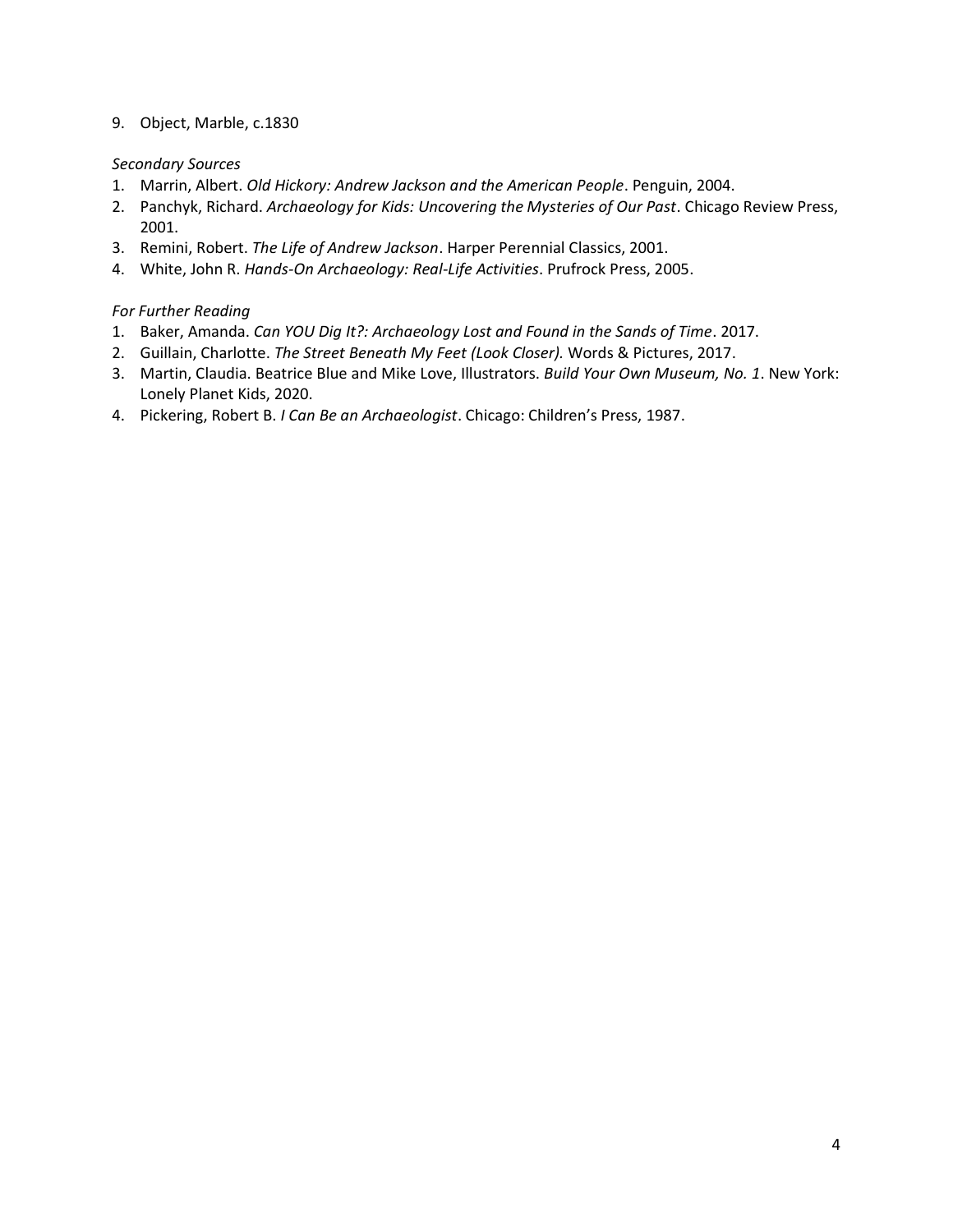9. Object, Marble, c.1830

*Secondary Sources*

1. Marrin, Albert. *Old Hickory: Andrew Jackson and the American People*. Penguin, 2004.
2. Panchyk, Richard. *Archaeology for Kids: Uncovering the Mysteries of Our Past*. Chicago Review Press, 2001.
3. Remini, Robert. *The Life of Andrew Jackson*. Harper Perennial Classics, 2001.
4. White, John R. *Hands-On Archaeology: Real-Life Activities*. Prufrock Press, 2005.

*For Further Reading*

1. Baker, Amanda. *Can YOU Dig It?: Archaeology Lost and Found in the Sands of Time*. 2017.
2. Guillain, Charlotte. *The Street Beneath My Feet (Look Closer).* Words & Pictures, 2017.
3. Martin, Claudia. Beatrice Blue and Mike Love, Illustrators. *Build Your Own Museum, No. 1*. New York: Lonely Planet Kids, 2020.
4. Pickering, Robert B. *I Can Be an Archaeologist*. Chicago: Children's Press, 1987.